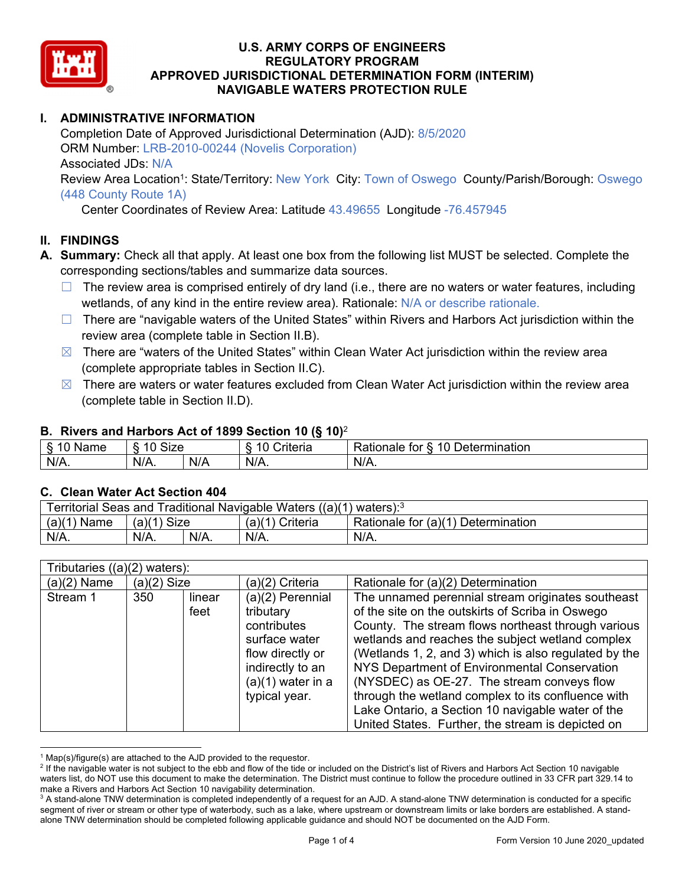# U.S. ARMY CORPS OF ENGINEERS
# REGULATORY PROGRAM
# APPROVED JURISDICTIONAL DETERMINATION FORM (INTERIM)
# NAVIGABLE WATERS PROTECTION RULE

## I. ADMINISTRATIVE INFORMATION

Completion Date of Approved Jurisdictional Determination (AJD): 8/5/2020
ORM Number: LRB-2010-00244 (Novelis Corporation)
Associated JDs: N/A
Review Area Location[1]: State/Territory: New York City: Town of Oswego County/Parish/Borough: Oswego (448 County Route 1A)
Center Coordinates of Review Area: Latitude 43.49655 Longitude -76.457945

## II. FINDINGS

**A. Summary:** Check all that apply. At least one box from the following list MUST be selected. Complete the corresponding sections/tables and summarize data sources.

- ☐ The review area is comprised entirely of dry land (i.e., there are no waters or water features, including wetlands, of any kind in the entire review area). Rationale: N/A or describe rationale.
- ☐ There are "navigable waters of the United States" within Rivers and Harbors Act jurisdiction within the review area (complete table in Section II.B).
- ☒ There are "waters of the United States" within Clean Water Act jurisdiction within the review area (complete appropriate tables in Section II.C).
- ☒ There are waters or water features excluded from Clean Water Act jurisdiction within the review area (complete table in Section II.D).

### B. Rivers and Harbors Act of 1899 Section 10 (§ 10)[2]

| § 10 Name | § 10 Size | | § 10 Criteria | Rationale for § 10 Determination |
|---|---|---|---|---|
| N/A. | N/A. | N/A | N/A. | N/A. |

### C. Clean Water Act Section 404

| Territorial Seas and Traditional Navigable Waters ((a)(1) waters):[3] | | | | |
|---|---|---|---|---|
| (a)(1) Name | (a)(1) Size | | (a)(1) Criteria | Rationale for (a)(1) Determination |
| N/A. | N/A. | N/A. | N/A. | N/A. |

| Tributaries ((a)(2) waters): | | | | |
|---|---|---|---|---|
| (a)(2) Name | (a)(2) Size | | (a)(2) Criteria | Rationale for (a)(2) Determination |
| Stream 1 | 350 | linear feet | (a)(2) Perennial tributary contributes surface water flow directly or indirectly to an (a)(1) water in a typical year. | The unnamed perennial stream originates southeast of the site on the outskirts of Scriba in Oswego County. The stream flows northeast through various wetlands and reaches the subject wetland complex (Wetlands 1, 2, and 3) which is also regulated by the NYS Department of Environmental Conservation (NYSDEC) as OE-27. The stream conveys flow through the wetland complex to its confluence with Lake Ontario, a Section 10 navigable water of the United States. Further, the stream is depicted on |

[1] Map(s)/figure(s) are attached to the AJD provided to the requestor.
[2] If the navigable water is not subject to the ebb and flow of the tide or included on the District's list of Rivers and Harbors Act Section 10 navigable waters list, do NOT use this document to make the determination. The District must continue to follow the procedure outlined in 33 CFR part 329.14 to make a Rivers and Harbors Act Section 10 navigability determination.
[3] A stand-alone TNW determination is completed independently of a request for an AJD. A stand-alone TNW determination is conducted for a specific segment of river or stream or other type of waterbody, such as a lake, where upstream or downstream limits or lake borders are established. A stand-alone TNW determination should be completed following applicable guidance and should NOT be documented on the AJD Form.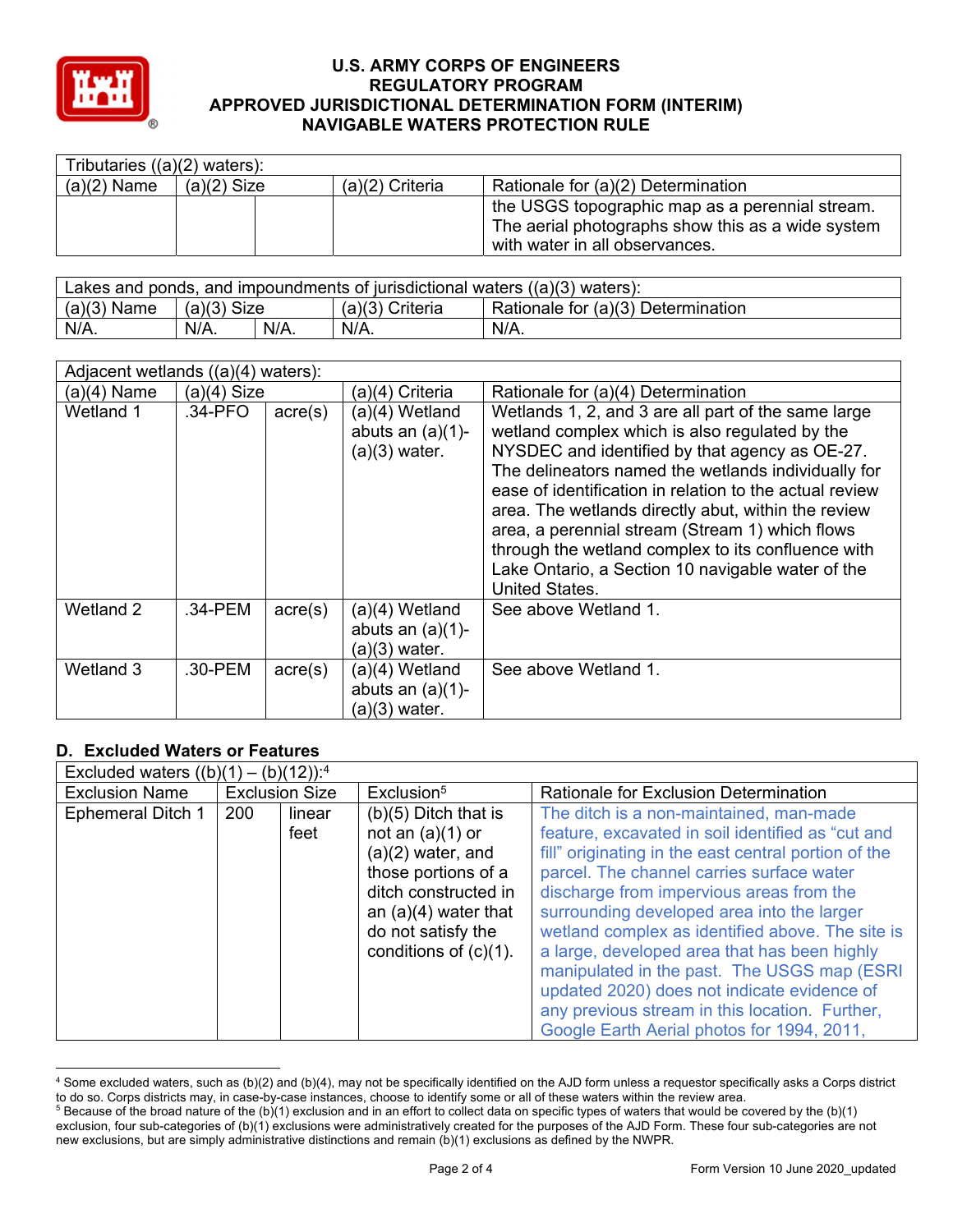| Tributaries ((a)(2) waters): | | | | |
|---|---|---|---|---|
| (a)(2) Name | (a)(2) Size | | (a)(2) Criteria | Rationale for (a)(2) Determination |
| | | | | the USGS topographic map as a perennial stream. The aerial photographs show this as a wide system with water in all observations. |

| Lakes and ponds, and impoundments of jurisdictional waters ((a)(3) waters): | | | | |
|---|---|---|---|---|
| (a)(3) Name | (a)(3) Size | | (a)(3) Criteria | Rationale for (a)(3) Determination |
| N/A. | N/A. | N/A. | N/A. | N/A. |

| Adjacent wetlands ((a)(4) waters): | | | | |
|---|---|---|---|---|
| (a)(4) Name | (a)(4) Size | | (a)(4) Criteria | Rationale for (a)(4) Determination |
| Wetland 1 | .34-PFO | acre(s) | (a)(4) Wetland abuts an (a)(1)-(a)(3) water. | Wetlands 1, 2, and 3 are all part of the same large wetland complex which is also regulated by the NYSDEC and identified by that agency as OE-27. The delineators named the wetlands individually for ease of identification in relation to the actual review area. The wetlands directly abut, within the review area, a perennial stream (Stream 1) which flows through the wetland complex to its confluence with Lake Ontario, a Section 10 navigable water of the United States. |
| Wetland 2 | .34-PEM | acre(s) | (a)(4) Wetland abuts an (a)(1)-(a)(3) water. | See above Wetland 1. |
| Wetland 3 | .30-PEM | acre(s) | (a)(4) Wetland abuts an (a)(1)-(a)(3) water. | See above Wetland 1. |

## D. Excluded Waters or Features

| Excluded waters ((b)(1) – (b)(12)):[4] | | | | |
|---|---|---|---|---|
| Exclusion Name | Exclusion Size | | Exclusion[5] | Rationale for Exclusion Determination |
| Ephemeral Ditch 1 | 200 | linear feet | (b)(5) Ditch that is not an (a)(1) or (a)(2) water, and those portions of a ditch constructed in an (a)(4) water that do not satisfy the conditions of (c)(1). | The ditch is a non-maintained, man-made feature, excavated in soil identified as "cut and fill" originating in the east central portion of the parcel. The channel carries surface water discharge from impervious areas from the surrounding developed area into the larger wetland complex as identified above. The site is a large, developed area that has been highly manipulated in the past. The USGS map (ESRI updated 2020) does not indicate evidence of any previous stream in this location. Further, Google Earth Aerial photos for 1994, 2011, |

[4] Some excluded waters, such as (b)(2) and (b)(4), may not be specifically identified on the AJD form unless a requestor specifically asks a Corps district to do so. Corps districts may, in case-by-case instances, choose to identify some or all of these waters within the review area.

[5] Because of the broad nature of the (b)(1) exclusion and in an effort to collect data on specific types of waters that would be covered by the (b)(1) exclusion, four sub-categories of (b)(1) exclusions were administratively created for the purposes of the AJD Form. These four sub-categories are not new exclusions, but are simply administrative distinctions and remain (b)(1) exclusions as defined by the NWPR.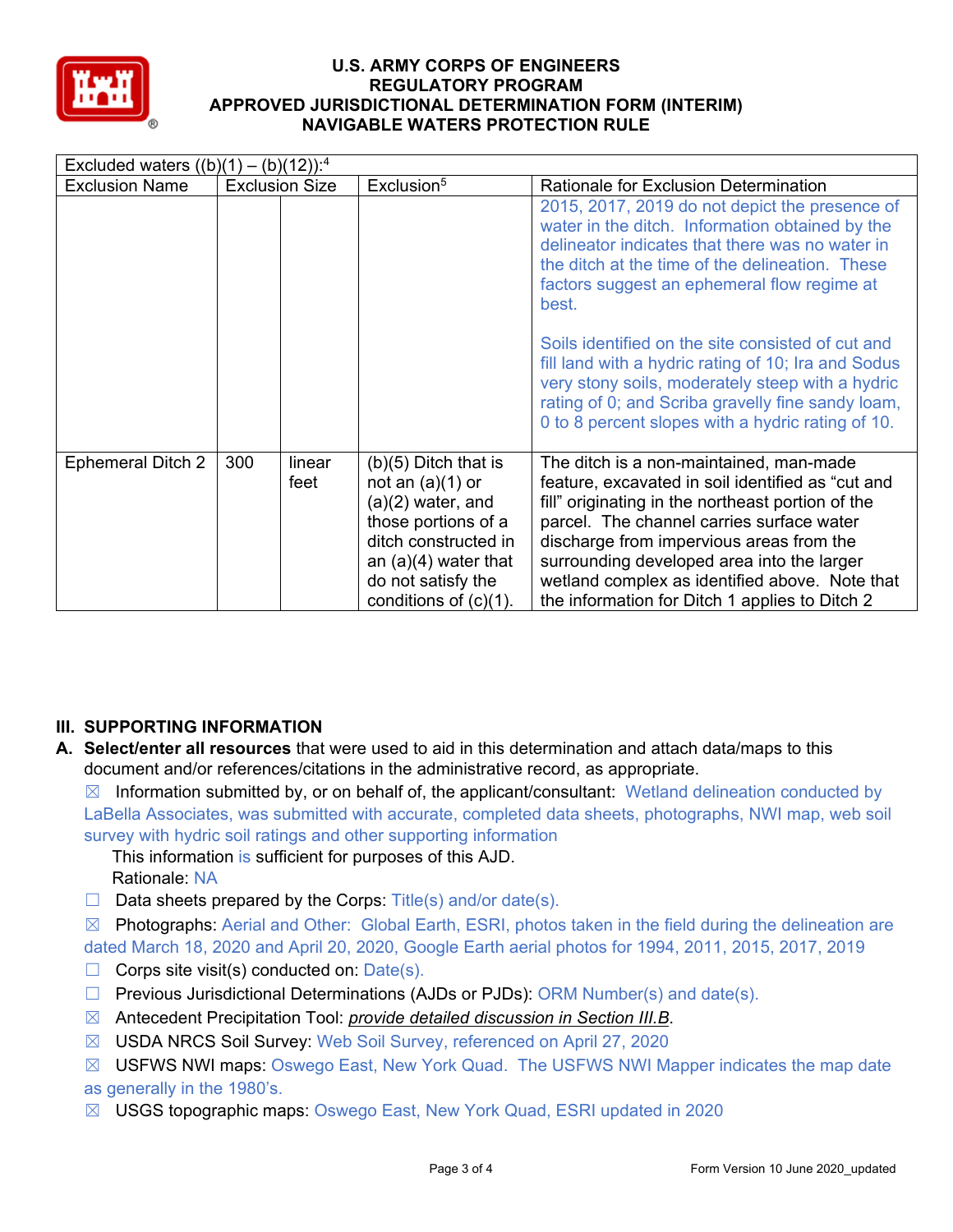# U.S. ARMY CORPS OF ENGINEERS
# REGULATORY PROGRAM
# APPROVED JURISDICTIONAL DETERMINATION FORM (INTERIM)
# NAVIGABLE WATERS PROTECTION RULE

| Excluded waters ((b)(1) – (b)(12)):[4] | | | | |
|---|---|---|---|---|
| Exclusion Name | Exclusion Size | | Exclusion[5] | Rationale for Exclusion Determination |
| | | | | 2015, 2017, 2019 do not depict the presence of water in the ditch. Information obtained by the delineator indicates that there was no water in the ditch at the time of the delineation. These factors suggest an ephemeral flow regime at best.<br><br>Soils identified on the site consisted of cut and fill land with a hydric rating of 10; Ira and Sodus very stony soils, moderately steep with a hydric rating of 0; and Scriba gravelly fine sandy loam, 0 to 8 percent slopes with a hydric rating of 10. |
| Ephemeral Ditch 2 | 300 | linear feet | (b)(5) Ditch that is not an (a)(1) or (a)(2) water, and those portions of a ditch constructed in an (a)(4) water that do not satisfy the conditions of (c)(1). | The ditch is a non-maintained, man-made feature, excavated in soil identified as "cut and fill" originating in the northeast portion of the parcel. The channel carries surface water discharge from impervious areas from the surrounding developed area into the larger wetland complex as identified above. Note that the information for Ditch 1 applies to Ditch 2 |

## III. SUPPORTING INFORMATION

**A. Select/enter all resources** that were used to aid in this determination and attach data/maps to this document and/or references/citations in the administrative record, as appropriate.

☒ Information submitted by, or on behalf of, the applicant/consultant: Wetland delineation conducted by LaBella Associates, was submitted with accurate, completed data sheets, photographs, NWI map, web soil survey with hydric soil ratings and other supporting information

This information is sufficient for purposes of this AJD.

Rationale: NA

☐ Data sheets prepared by the Corps: Title(s) and/or date(s).

☒ Photographs: Aerial and Other: Global Earth, ESRI, photos taken in the field during the delineation are dated March 18, 2020 and April 20, 2020, Google Earth aerial photos for 1994, 2011, 2015, 2017, 2019

☐ Corps site visit(s) conducted on: Date(s).

☐ Previous Jurisdictional Determinations (AJDs or PJDs): ORM Number(s) and date(s).

☒ Antecedent Precipitation Tool: *provide detailed discussion in Section III.B*.

☒ USDA NRCS Soil Survey: Web Soil Survey, referenced on April 27, 2020

☒ USFWS NWI maps: Oswego East, New York Quad. The USFWS NWI Mapper indicates the map date as generally in the 1980's.

☒ USGS topographic maps: Oswego East, New York Quad, ESRI updated in 2020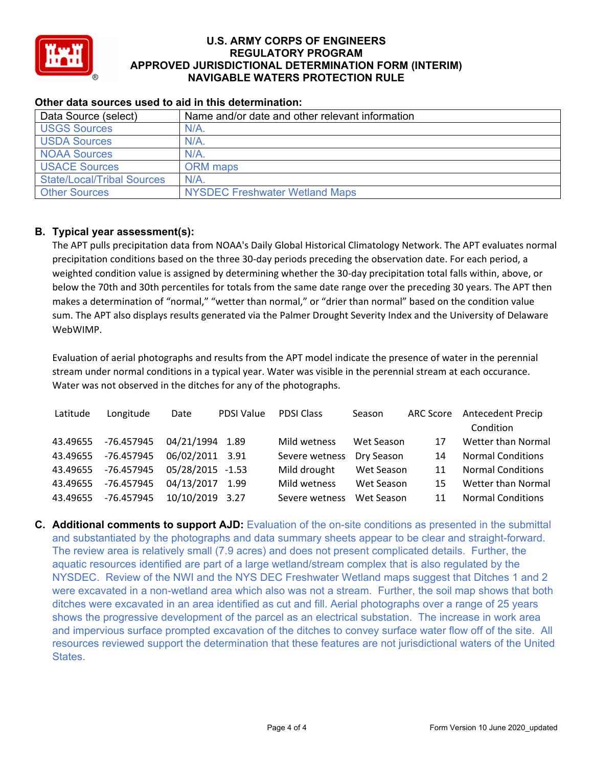**Other data sources used to aid in this determination:**

| Data Source (select) | Name and/or date and other relevant information |
|---|---|
| USGS Sources | N/A. |
| USDA Sources | N/A. |
| NOAA Sources | N/A. |
| USACE Sources | ORM maps |
| State/Local/Tribal Sources | N/A. |
| Other Sources | NYSDEC Freshwater Wetland Maps |

**B. Typical year assessment(s):**

The APT pulls precipitation data from NOAA's Daily Global Historical Climatology Network. The APT evaluates normal precipitation conditions based on the three 30-day periods preceding the observation date. For each period, a weighted condition value is assigned by determining whether the 30-day precipitation total falls within, above, or below the 70th and 30th percentiles for totals from the same date range over the preceding 30 years. The APT then makes a determination of "normal," "wetter than normal," or "drier than normal" based on the condition value sum. The APT also displays results generated via the Palmer Drought Severity Index and the University of Delaware WebWIMP.

Evaluation of aerial photographs and results from the APT model indicate the presence of water in the perennial stream under normal conditions in a typical year. Water was visible in the perennial stream at each occurance. Water was not observed in the ditches for any of the photographs.

| Latitude | Longitude | Date | PDSI Value | PDSI Class | Season | ARC Score | Antecedent Precip Condition |
|---|---|---|---|---|---|---|---|
| 43.49655 | -76.457945 | 04/21/1994 | 1.89 | Mild wetness | Wet Season | 17 | Wetter than Normal |
| 43.49655 | -76.457945 | 06/02/2011 | 3.91 | Severe wetness | Dry Season | 14 | Normal Conditions |
| 43.49655 | -76.457945 | 05/28/2015 | -1.53 | Mild drought | Wet Season | 11 | Normal Conditions |
| 43.49655 | -76.457945 | 04/13/2017 | 1.99 | Mild wetness | Wet Season | 15 | Wetter than Normal |
| 43.49655 | -76.457945 | 10/10/2019 | 3.27 | Severe wetness | Wet Season | 11 | Normal Conditions |

**C. Additional comments to support AJD:** Evaluation of the on-site conditions as presented in the submittal and substantiated by the photographs and data summary sheets appear to be clear and straight-forward. The review area is relatively small (7.9 acres) and does not present complicated details. Further, the aquatic resources identified are part of a large wetland/stream complex that is also regulated by the NYSDEC. Review of the NWI and the NYS DEC Freshwater Wetland maps suggest that Ditches 1 and 2 were excavated in a non-wetland area which also was not a stream. Further, the soil map shows that both ditches were excavated in an area identified as cut and fill. Aerial photographs over a range of 25 years shows the progressive development of the parcel as an electrical substation. The increase in work area and impervious surface prompted excavation of the ditches to convey surface water flow off of the site. All resources reviewed support the determination that these features are not jurisdictional waters of the United States.